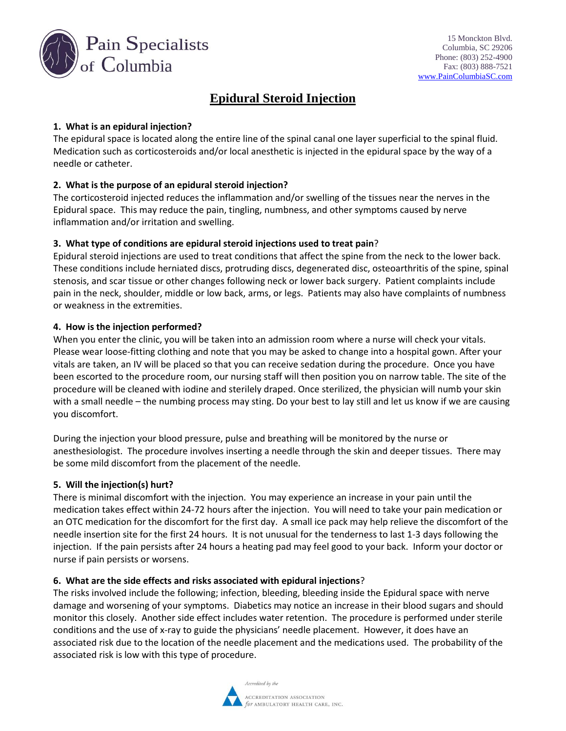Pain Specialists of Columbia

15 Monckton Blvd.
Columbia, SC 29206
Phone: (803) 252-4900
Fax: (803) 888-7521
www.PainColumbiaSC.com

# Epidural Steroid Injection

**1. What is an epidural injection?**

The epidural space is located along the entire line of the spinal canal one layer superficial to the spinal fluid. Medication such as corticosteroids and/or local anesthetic is injected in the epidural space by the way of a needle or catheter.

**2. What is the purpose of an epidural steroid injection?**

The corticosteroid injected reduces the inflammation and/or swelling of the tissues near the nerves in the Epidural space. This may reduce the pain, tingling, numbness, and other symptoms caused by nerve inflammation and/or irritation and swelling.

**3. What type of conditions are epidural steroid injections used to treat pain**?

Epidural steroid injections are used to treat conditions that affect the spine from the neck to the lower back. These conditions include herniated discs, protruding discs, degenerated disc, osteoarthritis of the spine, spinal stenosis, and scar tissue or other changes following neck or lower back surgery. Patient complaints include pain in the neck, shoulder, middle or low back, arms, or legs. Patients may also have complaints of numbness or weakness in the extremities.

**4. How is the injection performed?**

When you enter the clinic, you will be taken into an admission room where a nurse will check your vitals. Please wear loose-fitting clothing and note that you may be asked to change into a hospital gown. After your vitals are taken, an IV will be placed so that you can receive sedation during the procedure. Once you have been escorted to the procedure room, our nursing staff will then position you on narrow table. The site of the procedure will be cleaned with iodine and sterilely draped. Once sterilized, the physician will numb your skin with a small needle – the numbing process may sting. Do your best to lay still and let us know if we are causing you discomfort.

During the injection your blood pressure, pulse and breathing will be monitored by the nurse or anesthesiologist. The procedure involves inserting a needle through the skin and deeper tissues. There may be some mild discomfort from the placement of the needle.

**5. Will the injection(s) hurt?**

There is minimal discomfort with the injection. You may experience an increase in your pain until the medication takes effect within 24-72 hours after the injection. You will need to take your pain medication or an OTC medication for the discomfort for the first day. A small ice pack may help relieve the discomfort of the needle insertion site for the first 24 hours. It is not unusual for the tenderness to last 1-3 days following the injection. If the pain persists after 24 hours a heating pad may feel good to your back. Inform your doctor or nurse if pain persists or worsens.

**6. What are the side effects and risks associated with epidural injections**?

The risks involved include the following; infection, bleeding, bleeding inside the Epidural space with nerve damage and worsening of your symptoms. Diabetics may notice an increase in their blood sugars and should monitor this closely. Another side effect includes water retention. The procedure is performed under sterile conditions and the use of x-ray to guide the physicians' needle placement. However, it does have an associated risk due to the location of the needle placement and the medications used. The probability of the associated risk is low with this type of procedure.

Accredited by the Accreditation Association for Ambulatory Health Care, Inc.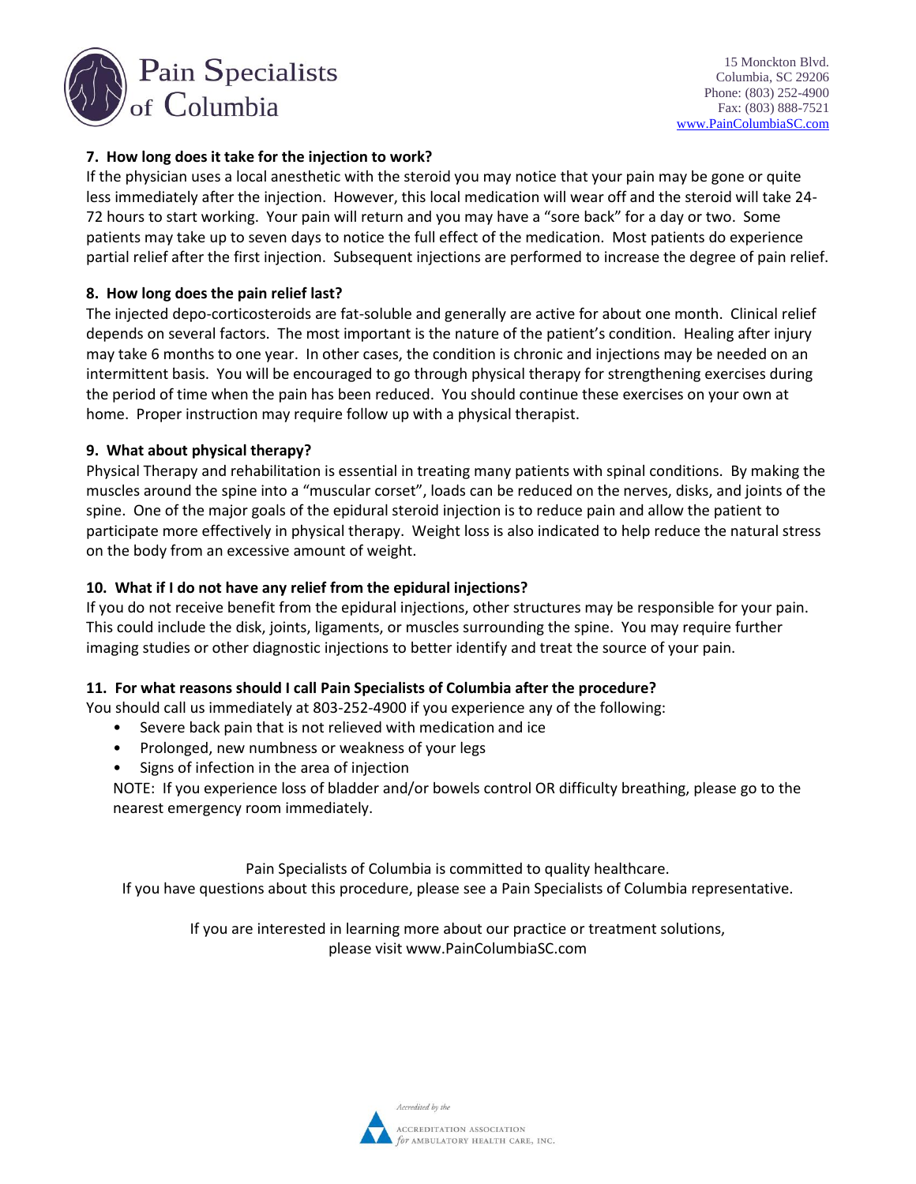# Pain Specialists of Columbia

15 Monckton Blvd.
Columbia, SC 29206
Phone: (803) 252-4900
Fax: (803) 888-7521
www.PainColumbiaSC.com

**7. How long does it take for the injection to work?**

If the physician uses a local anesthetic with the steroid you may notice that your pain may be gone or quite less immediately after the injection. However, this local medication will wear off and the steroid will take 24-72 hours to start working. Your pain will return and you may have a "sore back" for a day or two. Some patients may take up to seven days to notice the full effect of the medication. Most patients do experience partial relief after the first injection. Subsequent injections are performed to increase the degree of pain relief.

**8. How long does the pain relief last?**

The injected depo-corticosteroids are fat-soluble and generally are active for about one month. Clinical relief depends on several factors. The most important is the nature of the patient's condition. Healing after injury may take 6 months to one year. In other cases, the condition is chronic and injections may be needed on an intermittent basis. You will be encouraged to go through physical therapy for strengthening exercises during the period of time when the pain has been reduced. You should continue these exercises on your own at home. Proper instruction may require follow up with a physical therapist.

**9. What about physical therapy?**

Physical Therapy and rehabilitation is essential in treating many patients with spinal conditions. By making the muscles around the spine into a "muscular corset", loads can be reduced on the nerves, disks, and joints of the spine. One of the major goals of the epidural steroid injection is to reduce pain and allow the patient to participate more effectively in physical therapy. Weight loss is also indicated to help reduce the natural stress on the body from an excessive amount of weight.

**10. What if I do not have any relief from the epidural injections?**

If you do not receive benefit from the epidural injections, other structures may be responsible for your pain. This could include the disk, joints, ligaments, or muscles surrounding the spine. You may require further imaging studies or other diagnostic injections to better identify and treat the source of your pain.

**11. For what reasons should I call Pain Specialists of Columbia after the procedure?**

You should call us immediately at 803-252-4900 if you experience any of the following:

- Severe back pain that is not relieved with medication and ice
- Prolonged, new numbness or weakness of your legs
- Signs of infection in the area of injection

NOTE: If you experience loss of bladder and/or bowels control OR difficulty breathing, please go to the nearest emergency room immediately.

Pain Specialists of Columbia is committed to quality healthcare.
If you have questions about this procedure, please see a Pain Specialists of Columbia representative.

If you are interested in learning more about our practice or treatment solutions, please visit www.PainColumbiaSC.com

*Accredited by the*
ACCREDITATION ASSOCIATION *for* AMBULATORY HEALTH CARE, INC.